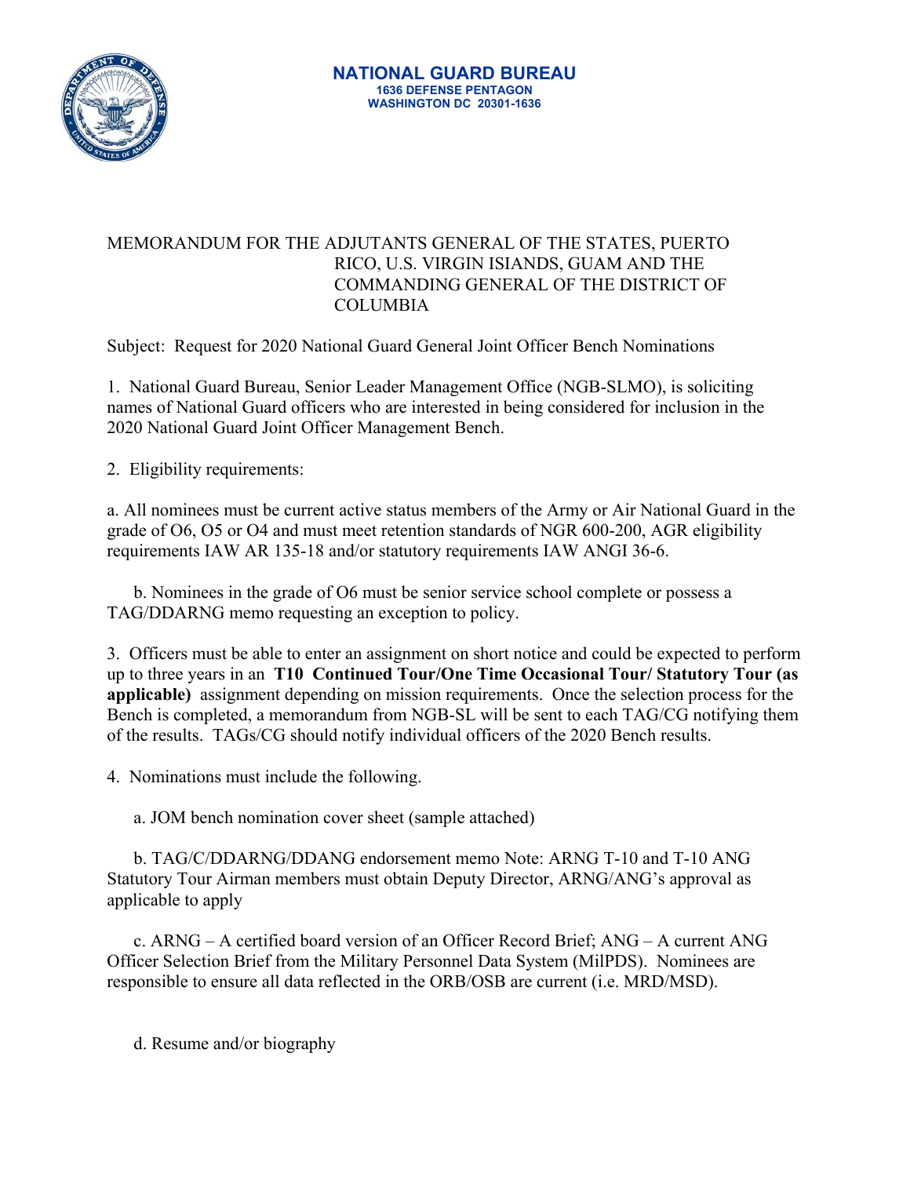**NATIONAL GUARD BUREAU**
**1636 DEFENSE PENTAGON**
**WASHINGTON DC 20301-1636**

MEMORANDUM FOR THE ADJUTANTS GENERAL OF THE STATES, PUERTO RICO, U.S. VIRGIN ISIANDS, GUAM AND THE COMMANDING GENERAL OF THE DISTRICT OF COLUMBIA

Subject: Request for 2020 National Guard General Joint Officer Bench Nominations

1. National Guard Bureau, Senior Leader Management Office (NGB-SLMO), is soliciting names of National Guard officers who are interested in being considered for inclusion in the 2020 National Guard Joint Officer Management Bench.

2. Eligibility requirements:

a. All nominees must be current active status members of the Army or Air National Guard in the grade of O6, O5 or O4 and must meet retention standards of NGR 600-200, AGR eligibility requirements IAW AR 135-18 and/or statutory requirements IAW ANGI 36-6.

b. Nominees in the grade of O6 must be senior service school complete or possess a TAG/DDARNG memo requesting an exception to policy.

3. Officers must be able to enter an assignment on short notice and could be expected to perform up to three years in an **T10 Continued Tour/One Time Occasional Tour/ Statutory Tour (as applicable)** assignment depending on mission requirements. Once the selection process for the Bench is completed, a memorandum from NGB-SL will be sent to each TAG/CG notifying them of the results. TAGs/CG should notify individual officers of the 2020 Bench results.

4. Nominations must include the following.

a. JOM bench nomination cover sheet (sample attached)

b. TAG/C/DDARNG/DDANG endorsement memo Note: ARNG T-10 and T-10 ANG Statutory Tour Airman members must obtain Deputy Director, ARNG/ANG's approval as applicable to apply

c. ARNG – A certified board version of an Officer Record Brief; ANG – A current ANG Officer Selection Brief from the Military Personnel Data System (MilPDS). Nominees are responsible to ensure all data reflected in the ORB/OSB are current (i.e. MRD/MSD).

d. Resume and/or biography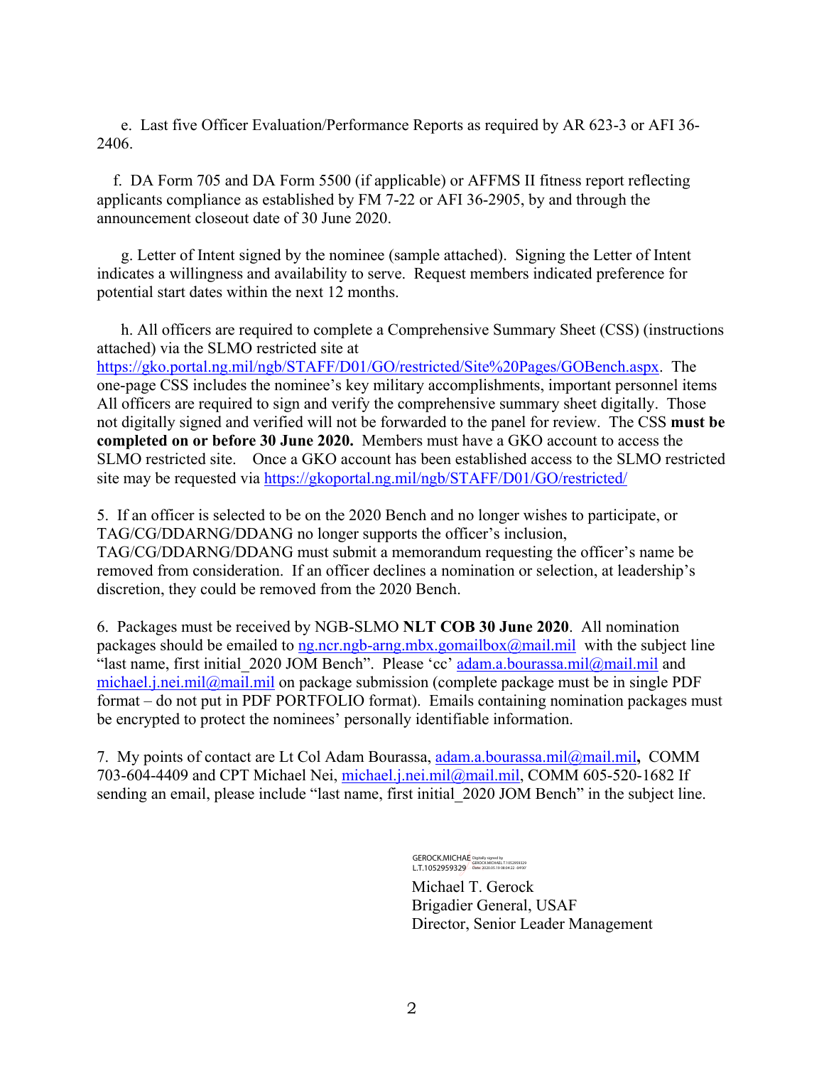e. Last five Officer Evaluation/Performance Reports as required by AR 623-3 or AFI 36-2406.

f. DA Form 705 and DA Form 5500 (if applicable) or AFFMS II fitness report reflecting applicants compliance as established by FM 7-22 or AFI 36-2905, by and through the announcement closeout date of 30 June 2020.

g. Letter of Intent signed by the nominee (sample attached). Signing the Letter of Intent indicates a willingness and availability to serve. Request members indicated preference for potential start dates within the next 12 months.

h. All officers are required to complete a Comprehensive Summary Sheet (CSS) (instructions attached) via the SLMO restricted site at https://gko.portal.ng.mil/ngb/STAFF/D01/GO/restricted/Site%20Pages/GOBench.aspx. The one-page CSS includes the nominee's key military accomplishments, important personnel items All officers are required to sign and verify the comprehensive summary sheet digitally. Those not digitally signed and verified will not be forwarded to the panel for review. The CSS **must be completed on or before 30 June 2020.** Members must have a GKO account to access the SLMO restricted site. Once a GKO account has been established access to the SLMO restricted site may be requested via https://gkoportal.ng.mil/ngb/STAFF/D01/GO/restricted/

5. If an officer is selected to be on the 2020 Bench and no longer wishes to participate, or TAG/CG/DDARNG/DDANG no longer supports the officer's inclusion, TAG/CG/DDARNG/DDANG must submit a memorandum requesting the officer's name be removed from consideration. If an officer declines a nomination or selection, at leadership's discretion, they could be removed from the 2020 Bench.

6. Packages must be received by NGB-SLMO **NLT COB 30 June 2020**. All nomination packages should be emailed to ng.ncr.ngb-arng.mbx.gomailbox@mail.mil with the subject line "last name, first initial_2020 JOM Bench". Please 'cc' adam.a.bourassa.mil@mail.mil and michael.j.nei.mil@mail.mil on package submission (complete package must be in single PDF format – do not put in PDF PORTFOLIO format). Emails containing nomination packages must be encrypted to protect the nominees' personally identifiable information.

7. My points of contact are Lt Col Adam Bourassa, adam.a.bourassa.mil@mail.mil**,** COMM 703-604-4409 and CPT Michael Nei, michael.j.nei.mil@mail.mil, COMM 605-520-1682 If sending an email, please include "last name, first initial_2020 JOM Bench" in the subject line.

GEROCK.MICHAEL.T.1052959329 Digitally signed by GEROCK.MICHAEL.T.1052959329 Date: 2020.05.19 08:04:22 -04'00'

Michael T. Gerock
Brigadier General, USAF
Director, Senior Leader Management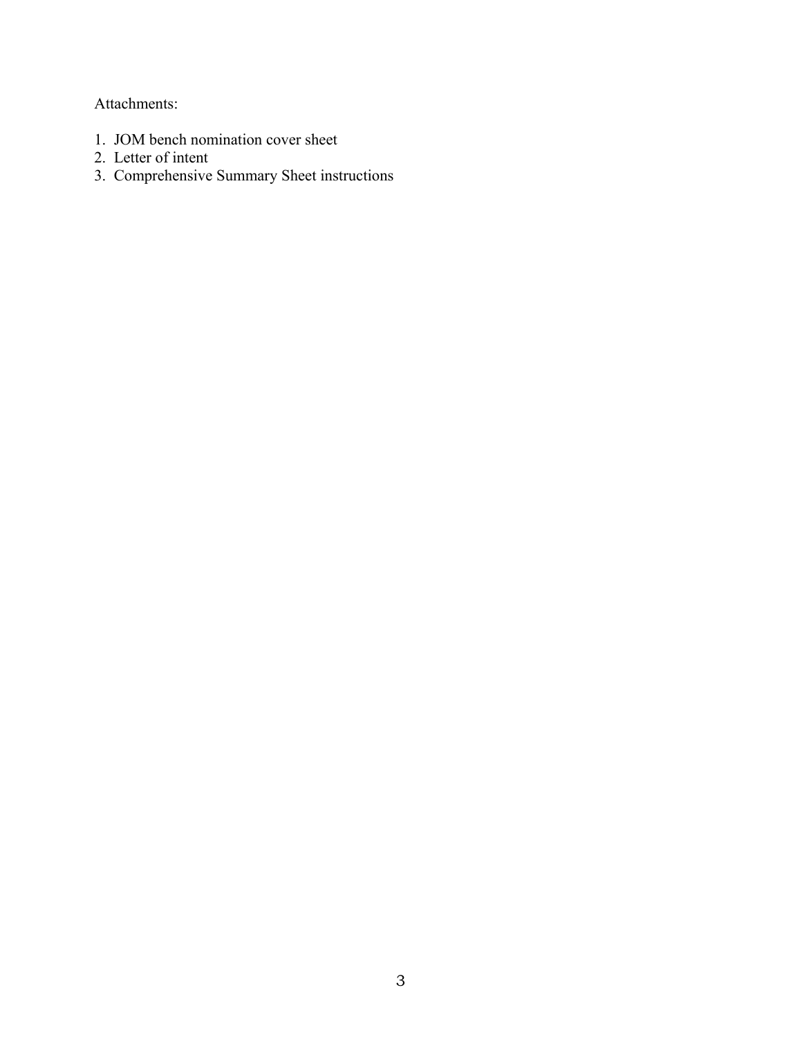Attachments:

1. JOM bench nomination cover sheet
2. Letter of intent
3. Comprehensive Summary Sheet instructions